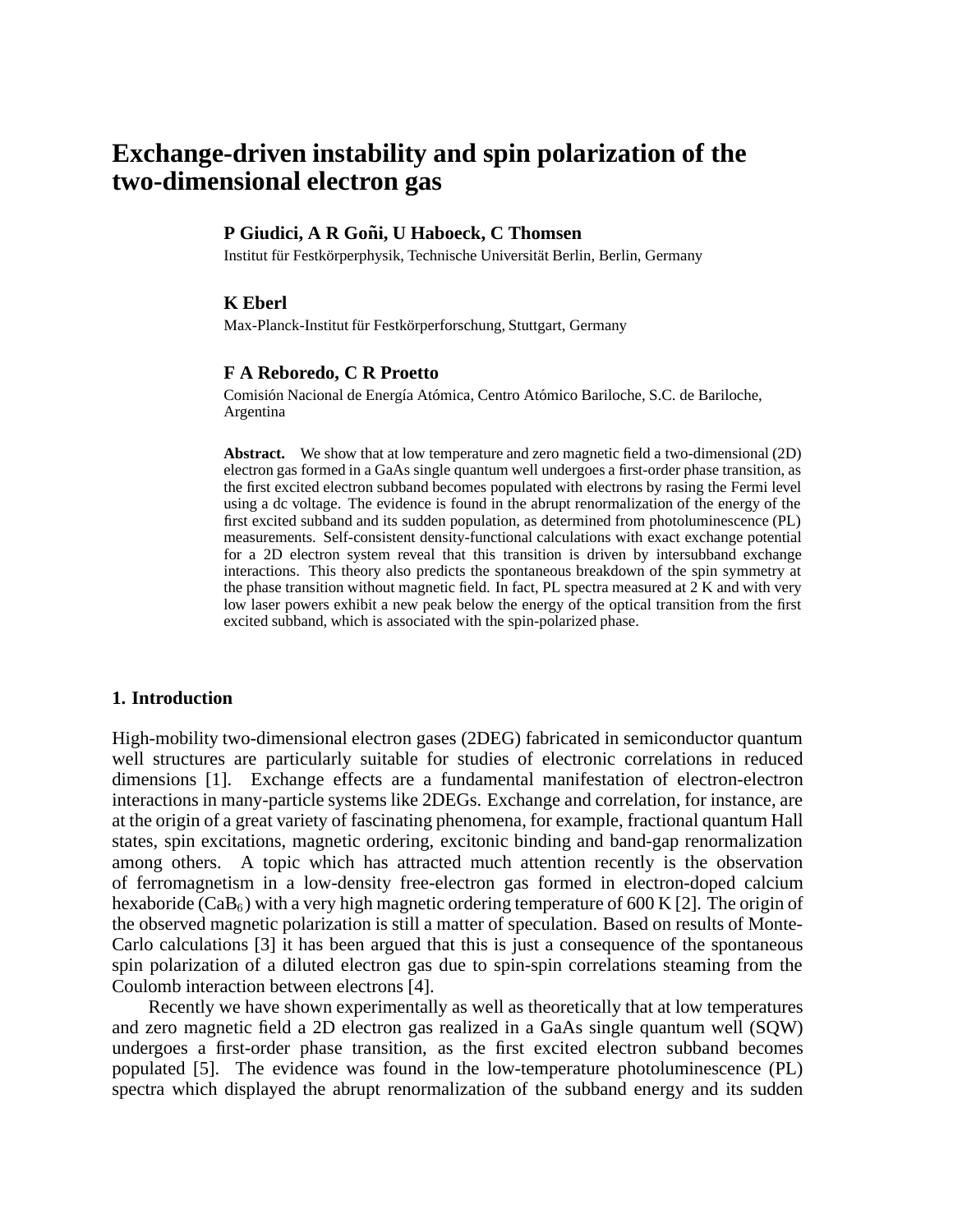# Exchange-driven instability and spin polarization of the two-dimensional electron gas

**P Giudici, A R Goñi, U Haboeck, C Thomsen**

Institut für Festkörperphysik, Technische Universität Berlin, Berlin, Germany

**K Eberl**

Max-Planck-Institut für Festkörperforschung, Stuttgart, Germany

**F A Reboredo, C R Proetto**

Comisión Nacional de Energía Atómica, Centro Atómico Bariloche, S.C. de Bariloche, Argentina

**Abstract.** We show that at low temperature and zero magnetic field a two-dimensional (2D) electron gas formed in a GaAs single quantum well undergoes a first-order phase transition, as the first excited electron subband becomes populated with electrons by rasing the Fermi level using a dc voltage. The evidence is found in the abrupt renormalization of the energy of the first excited subband and its sudden population, as determined from photoluminescence (PL) measurements. Self-consistent density-functional calculations with exact exchange potential for a 2D electron system reveal that this transition is driven by intersubband exchange interactions. This theory also predicts the spontaneous breakdown of the spin symmetry at the phase transition without magnetic field. In fact, PL spectra measured at 2 K and with very low laser powers exhibit a new peak below the energy of the optical transition from the first excited subband, which is associated with the spin-polarized phase.

## 1. Introduction

High-mobility two-dimensional electron gases (2DEG) fabricated in semiconductor quantum well structures are particularly suitable for studies of electronic correlations in reduced dimensions [1]. Exchange effects are a fundamental manifestation of electron-electron interactions in many-particle systems like 2DEGs. Exchange and correlation, for instance, are at the origin of a great variety of fascinating phenomena, for example, fractional quantum Hall states, spin excitations, magnetic ordering, excitonic binding and band-gap renormalization among others. A topic which has attracted much attention recently is the observation of ferromagnetism in a low-density free-electron gas formed in electron-doped calcium hexaboride ($CaB_6$) with a very high magnetic ordering temperature of 600 K [2]. The origin of the observed magnetic polarization is still a matter of speculation. Based on results of Monte-Carlo calculations [3] it has been argued that this is just a consequence of the spontaneous spin polarization of a diluted electron gas due to spin-spin correlations steaming from the Coulomb interaction between electrons [4].

Recently we have shown experimentally as well as theoretically that at low temperatures and zero magnetic field a 2D electron gas realized in a GaAs single quantum well (SQW) undergoes a first-order phase transition, as the first excited electron subband becomes populated [5]. The evidence was found in the low-temperature photoluminescence (PL) spectra which displayed the abrupt renormalization of the subband energy and its sudden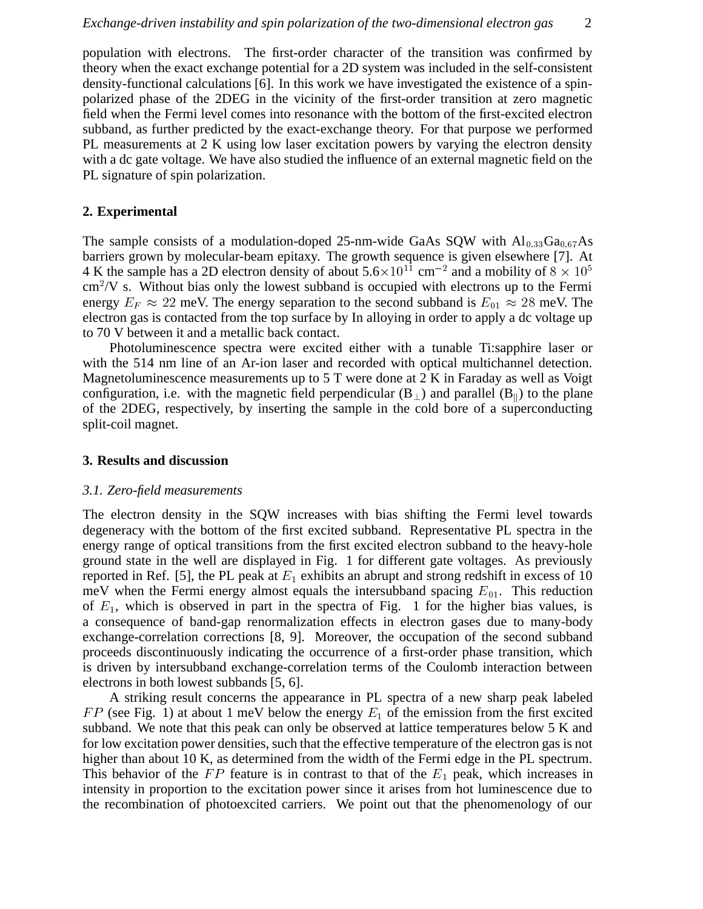population with electrons. The first-order character of the transition was confirmed by theory when the exact exchange potential for a 2D system was included in the self-consistent density-functional calculations [6]. In this work we have investigated the existence of a spin-polarized phase of the 2DEG in the vicinity of the first-order transition at zero magnetic field when the Fermi level comes into resonance with the bottom of the first-excited electron subband, as further predicted by the exact-exchange theory. For that purpose we performed PL measurements at 2 K using low laser excitation powers by varying the electron density with a dc gate voltage. We have also studied the influence of an external magnetic field on the PL signature of spin polarization.

## 2. Experimental

The sample consists of a modulation-doped 25-nm-wide GaAs SQW with $Al_{0.33}Ga_{0.67}As$ barriers grown by molecular-beam epitaxy. The growth sequence is given elsewhere [7]. At 4 K the sample has a 2D electron density of about $5.6\times10^{11}$ cm$^{-2}$ and a mobility of $8 \times 10^5$ cm$^2$/V s. Without bias only the lowest subband is occupied with electrons up to the Fermi energy $E_F \approx 22$ meV. The energy separation to the second subband is $E_{01} \approx 28$ meV. The electron gas is contacted from the top surface by In alloying in order to apply a dc voltage up to 70 V between it and a metallic back contact.

Photoluminescence spectra were excited either with a tunable Ti:sapphire laser or with the 514 nm line of an Ar-ion laser and recorded with optical multichannel detection. Magnetoluminescence measurements up to 5 T were done at 2 K in Faraday as well as Voigt configuration, i.e. with the magnetic field perpendicular ($B_\perp$) and parallel ($B_{||}$) to the plane of the 2DEG, respectively, by inserting the sample in the cold bore of a superconducting split-coil magnet.

## 3. Results and discussion

### *3.1. Zero-field measurements*

The electron density in the SQW increases with bias shifting the Fermi level towards degeneracy with the bottom of the first excited subband. Representative PL spectra in the energy range of optical transitions from the first excited electron subband to the heavy-hole ground state in the well are displayed in Fig. 1 for different gate voltages. As previously reported in Ref. [5], the PL peak at $E_1$ exhibits an abrupt and strong redshift in excess of 10 meV when the Fermi energy almost equals the intersubband spacing $E_{01}$. This reduction of $E_1$, which is observed in part in the spectra of Fig. 1 for the higher bias values, is a consequence of band-gap renormalization effects in electron gases due to many-body exchange-correlation corrections [8, 9]. Moreover, the occupation of the second subband proceeds discontinuously indicating the occurrence of a first-order phase transition, which is driven by intersubband exchange-correlation terms of the Coulomb interaction between electrons in both lowest subbands [5, 6].

A striking result concerns the appearance in PL spectra of a new sharp peak labeled $FP$ (see Fig. 1) at about 1 meV below the energy $E_1$ of the emission from the first excited subband. We note that this peak can only be observed at lattice temperatures below 5 K and for low excitation power densities, such that the effective temperature of the electron gas is not higher than about 10 K, as determined from the width of the Fermi edge in the PL spectrum. This behavior of the $FP$ feature is in contrast to that of the $E_1$ peak, which increases in intensity in proportion to the excitation power since it arises from hot luminescence due to the recombination of photoexcited carriers. We point out that the phenomenology of our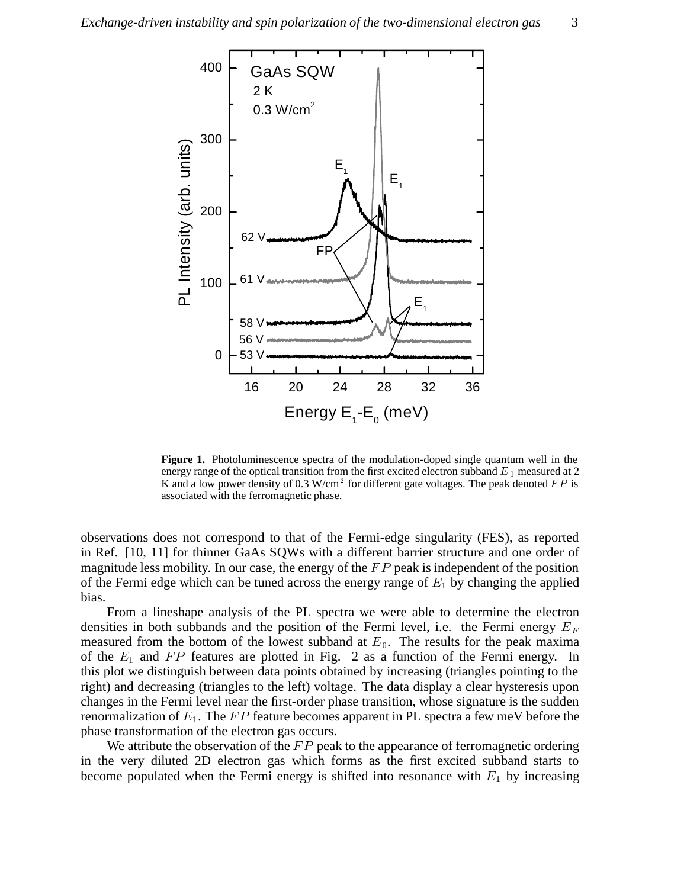**Figure 1.** Photoluminescence spectra of the modulation-doped single quantum well in the energy range of the optical transition from the first excited electron subband $E_1$ measured at 2 K and a low power density of 0.3 W/cm$^2$ for different gate voltages. The peak denoted $FP$ is associated with the ferromagnetic phase.

observations does not correspond to that of the Fermi-edge singularity (FES), as reported in Ref. [10, 11] for thinner GaAs SQWs with a different barrier structure and one order of magnitude less mobility. In our case, the energy of the $FP$ peak is independent of the position of the Fermi edge which can be tuned across the energy range of $E_1$ by changing the applied bias.

From a lineshape analysis of the PL spectra we were able to determine the electron densities in both subbands and the position of the Fermi level, i.e. the Fermi energy $E_F$ measured from the bottom of the lowest subband at $E_0$. The results for the peak maxima of the $E_1$ and $FP$ features are plotted in Fig. 2 as a function of the Fermi energy. In this plot we distinguish between data points obtained by increasing (triangles pointing to the right) and decreasing (triangles to the left) voltage. The data display a clear hysteresis upon changes in the Fermi level near the first-order phase transition, whose signature is the sudden renormalization of $E_1$. The $FP$ feature becomes apparent in PL spectra a few meV before the phase transformation of the electron gas occurs.

We attribute the observation of the $FP$ peak to the appearance of ferromagnetic ordering in the very diluted 2D electron gas which forms as the first excited subband starts to become populated when the Fermi energy is shifted into resonance with $E_1$ by increasing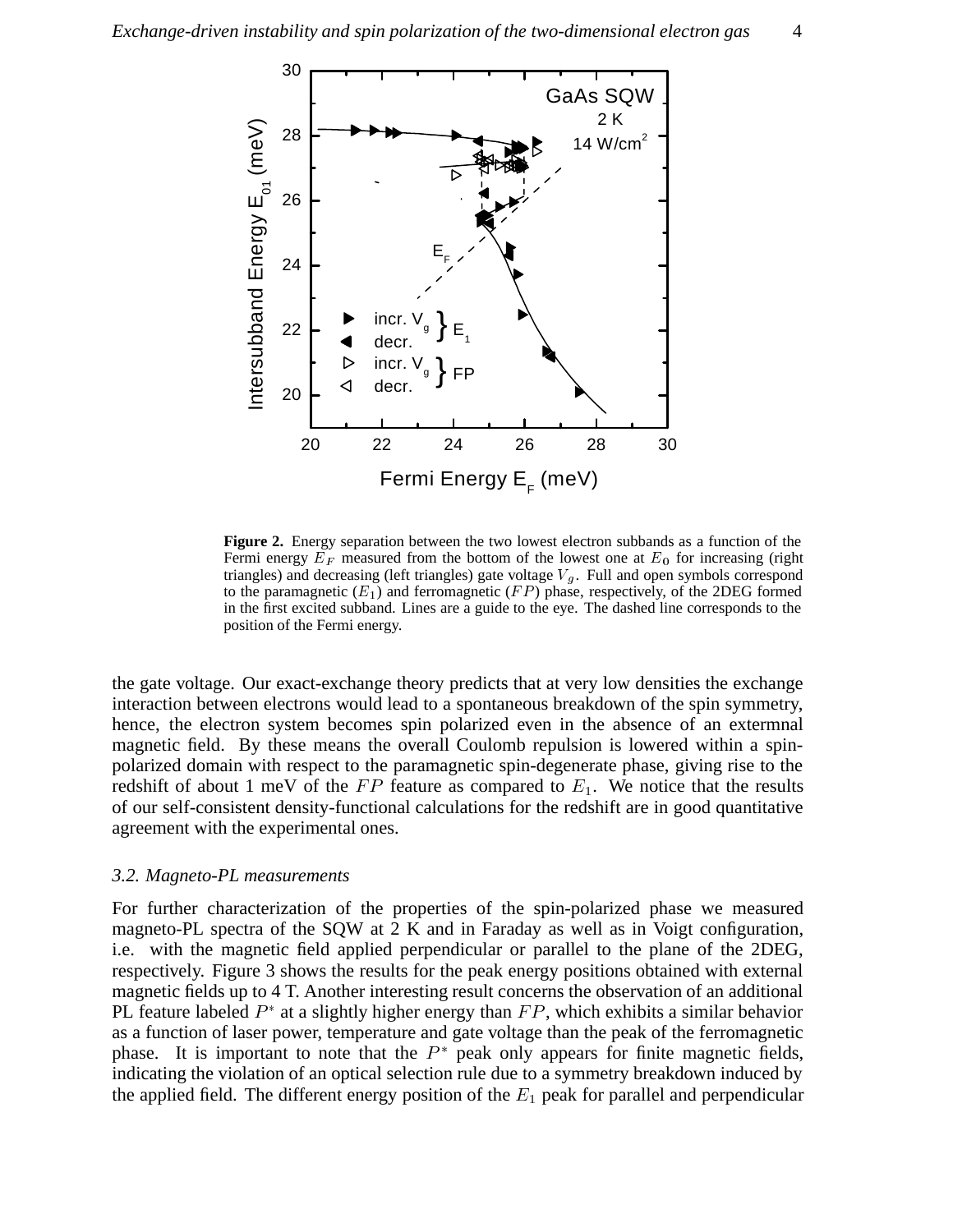**Figure 2.** Energy separation between the two lowest electron subbands as a function of the Fermi energy $E_F$ measured from the bottom of the lowest one at $E_0$ for increasing (right triangles) and decreasing (left triangles) gate voltage $V_g$. Full and open symbols correspond to the paramagnetic ($E_1$) and ferromagnetic ($FP$) phase, respectively, of the 2DEG formed in the first excited subband. Lines are a guide to the eye. The dashed line corresponds to the position of the Fermi energy.

the gate voltage. Our exact-exchange theory predicts that at very low densities the exchange interaction between electrons would lead to a spontaneous breakdown of the spin symmetry, hence, the electron system becomes spin polarized even in the absence of an extermnal magnetic field. By these means the overall Coulomb repulsion is lowered within a spin-polarized domain with respect to the paramagnetic spin-degenerate phase, giving rise to the redshift of about 1 meV of the $FP$ feature as compared to $E_1$. We notice that the results of our self-consistent density-functional calculations for the redshift are in good quantitative agreement with the experimental ones.

### *3.2. Magneto-PL measurements*

For further characterization of the properties of the spin-polarized phase we measured magneto-PL spectra of the SQW at 2 K and in Faraday as well as in Voigt configuration, i.e. with the magnetic field applied perpendicular or parallel to the plane of the 2DEG, respectively. Figure 3 shows the results for the peak energy positions obtained with external magnetic fields up to 4 T. Another interesting result concerns the observation of an additional PL feature labeled $P^*$ at a slightly higher energy than $FP$, which exhibits a similar behavior as a function of laser power, temperature and gate voltage than the peak of the ferromagnetic phase. It is important to note that the $P^*$ peak only appears for finite magnetic fields, indicating the violation of an optical selection rule due to a symmetry breakdown induced by the applied field. The different energy position of the $E_1$ peak for parallel and perpendicular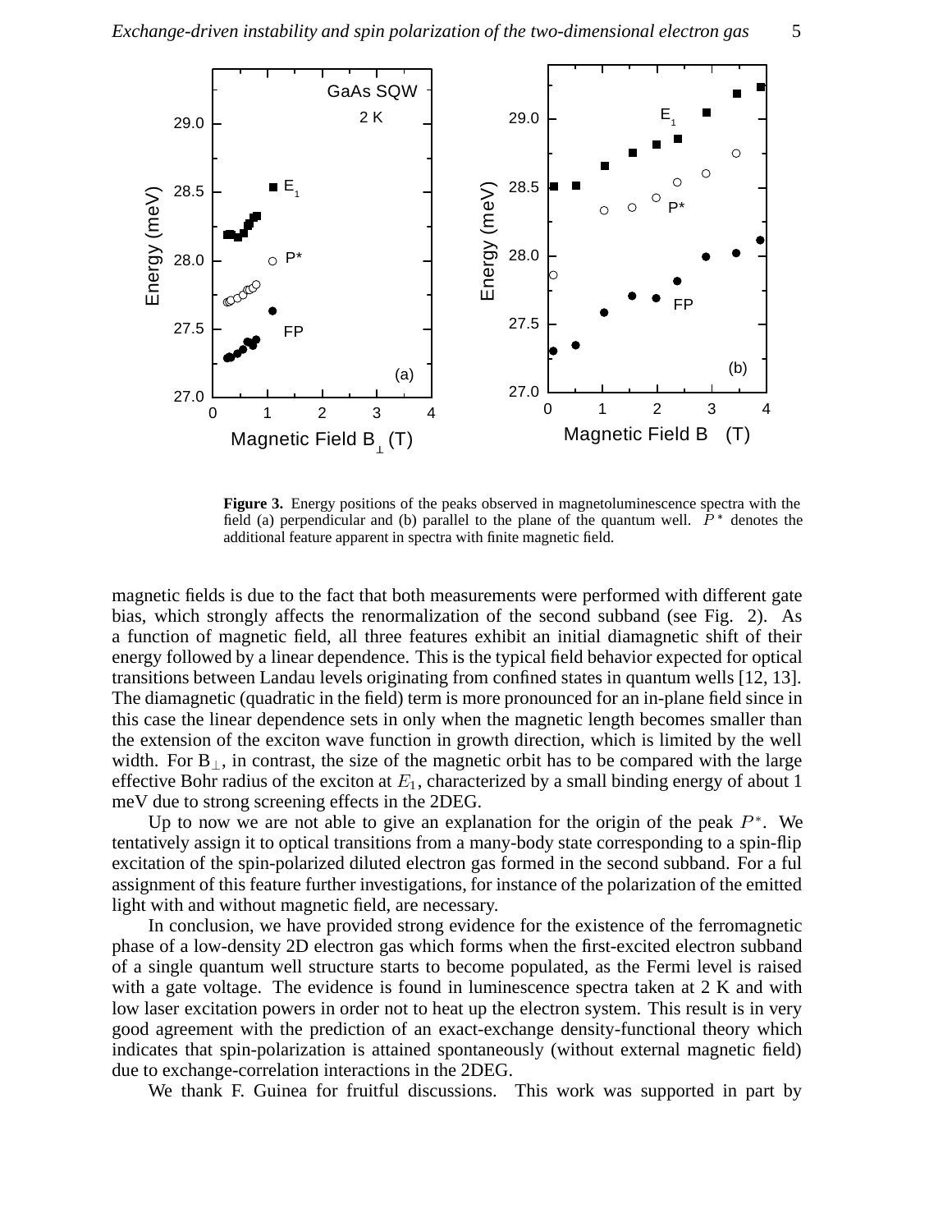**Figure 3.** Energy positions of the peaks observed in magnetoluminescence spectra with the field (a) perpendicular and (b) parallel to the plane of the quantum well. $P^*$ denotes the additional feature apparent in spectra with finite magnetic field.

magnetic fields is due to the fact that both measurements were performed with different gate bias, which strongly affects the renormalization of the second subband (see Fig. 2). As a function of magnetic field, all three features exhibit an initial diamagnetic shift of their energy followed by a linear dependence. This is the typical field behavior expected for optical transitions between Landau levels originating from confined states in quantum wells [12, 13]. The diamagnetic (quadratic in the field) term is more pronounced for an in-plane field since in this case the linear dependence sets in only when the magnetic length becomes smaller than the extension of the exciton wave function in growth direction, which is limited by the well width. For $B_{\perp}$, in contrast, the size of the magnetic orbit has to be compared with the large effective Bohr radius of the exciton at $E_1$, characterized by a small binding energy of about 1 meV due to strong screening effects in the 2DEG.

Up to now we are not able to give an explanation for the origin of the peak $P^*$. We tentatively assign it to optical transitions from a many-body state corresponding to a spin-flip excitation of the spin-polarized diluted electron gas formed in the second subband. For a ful assignment of this feature further investigations, for instance of the polarization of the emitted light with and without magnetic field, are necessary.

In conclusion, we have provided strong evidence for the existence of the ferromagnetic phase of a low-density 2D electron gas which forms when the first-excited electron subband of a single quantum well structure starts to become populated, as the Fermi level is raised with a gate voltage. The evidence is found in luminescence spectra taken at 2 K and with low laser excitation powers in order not to heat up the electron system. This result is in very good agreement with the prediction of an exact-exchange density-functional theory which indicates that spin-polarization is attained spontaneously (without external magnetic field) due to exchange-correlation interactions in the 2DEG.

We thank F. Guinea for fruitful discussions. This work was supported in part by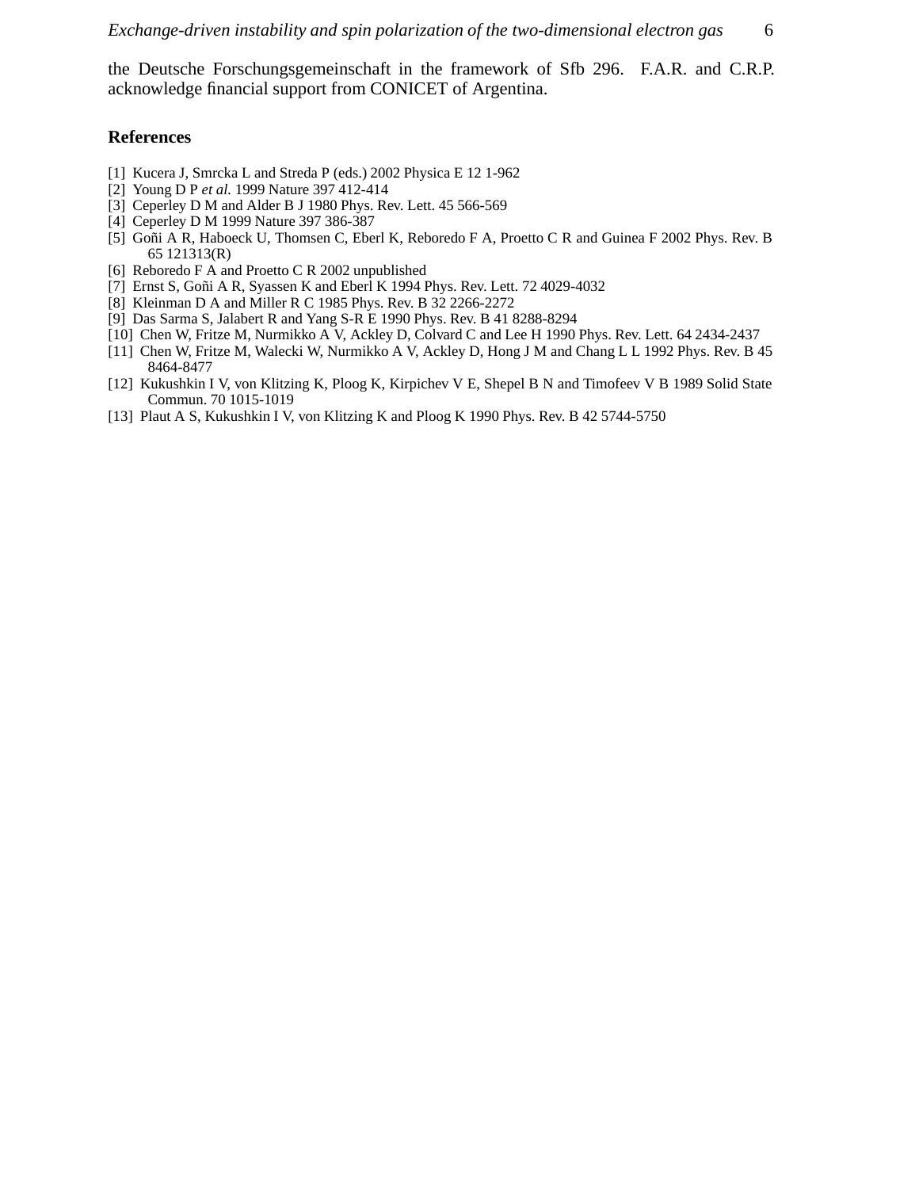the Deutsche Forschungsgemeinschaft in the framework of Sfb 296. F.A.R. and C.R.P. acknowledge financial support from CONICET of Argentina.

## References

[1] Kucera J, Smrcka L and Streda P (eds.) 2002 Physica E 12 1-962

[2] Young D P *et al.* 1999 Nature 397 412-414

[3] Ceperley D M and Alder B J 1980 Phys. Rev. Lett. 45 566-569

[4] Ceperley D M 1999 Nature 397 386-387

[5] Goñi A R, Haboeck U, Thomsen C, Eberl K, Reboredo F A, Proetto C R and Guinea F 2002 Phys. Rev. B 65 121313(R)

[6] Reboredo F A and Proetto C R 2002 unpublished

[7] Ernst S, Goñi A R, Syassen K and Eberl K 1994 Phys. Rev. Lett. 72 4029-4032

[8] Kleinman D A and Miller R C 1985 Phys. Rev. B 32 2266-2272

[9] Das Sarma S, Jalabert R and Yang S-R E 1990 Phys. Rev. B 41 8288-8294

[10] Chen W, Fritze M, Nurmikko A V, Ackley D, Colvard C and Lee H 1990 Phys. Rev. Lett. 64 2434-2437

[11] Chen W, Fritze M, Walecki W, Nurmikko A V, Ackley D, Hong J M and Chang L L 1992 Phys. Rev. B 45 8464-8477

[12] Kukushkin I V, von Klitzing K, Ploog K, Kirpichev V E, Shepel B N and Timofeev V B 1989 Solid State Commun. 70 1015-1019

[13] Plaut A S, Kukushkin I V, von Klitzing K and Ploog K 1990 Phys. Rev. B 42 5744-5750